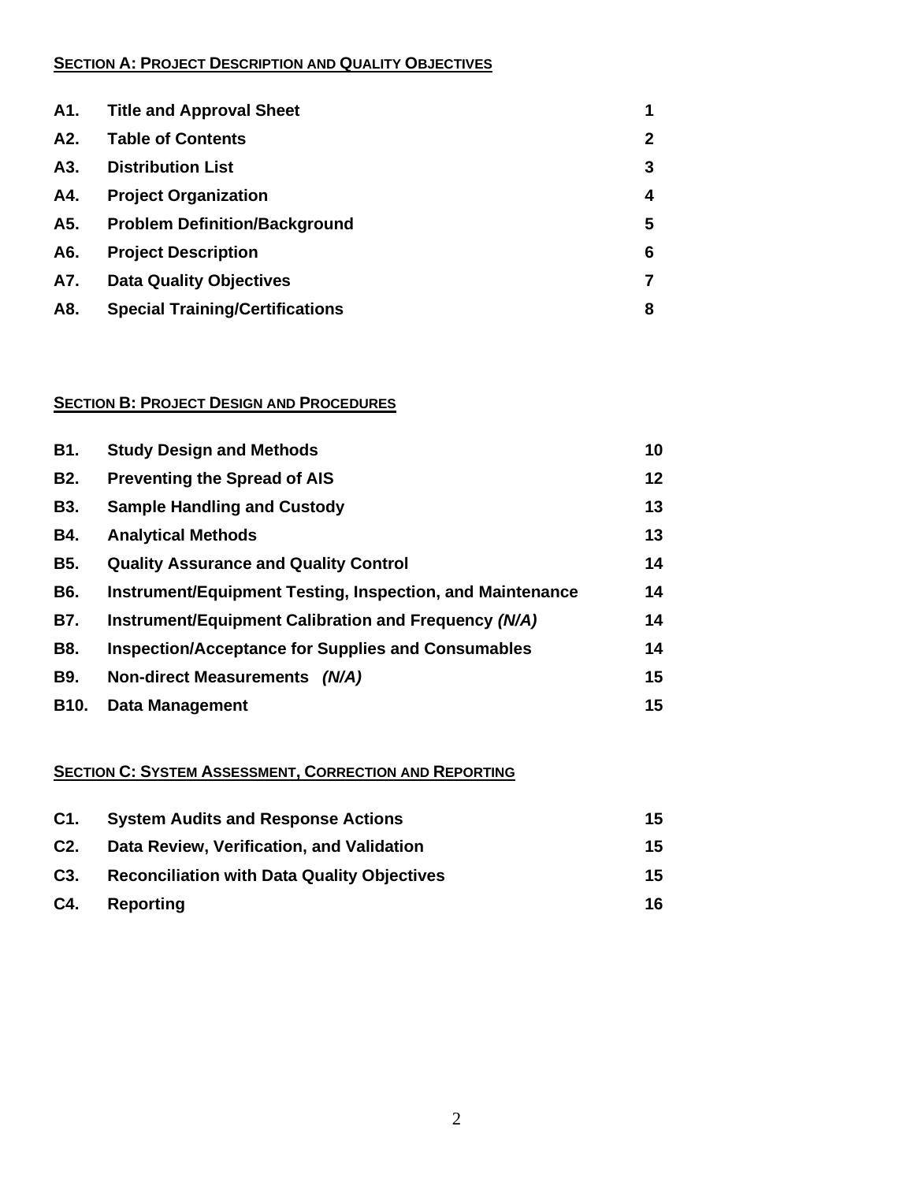## SECTION A: PROJECT DESCRIPTION AND QUALITY OBJECTIVES

| | | |
|---|---|---|
| **A1.** | **Title and Approval Sheet** | **1** |
| **A2.** | **Table of Contents** | **2** |
| **A3.** | **Distribution List** | **3** |
| **A4.** | **Project Organization** | **4** |
| **A5.** | **Problem Definition/Background** | **5** |
| **A6.** | **Project Description** | **6** |
| **A7.** | **Data Quality Objectives** | **7** |
| **A8.** | **Special Training/Certifications** | **8** |

## SECTION B: PROJECT DESIGN AND PROCEDURES

| | | |
|---|---|---|
| **B1.** | **Study Design and Methods** | **10** |
| **B2.** | **Preventing the Spread of AIS** | **12** |
| **B3.** | **Sample Handling and Custody** | **13** |
| **B4.** | **Analytical Methods** | **13** |
| **B5.** | **Quality Assurance and Quality Control** | **14** |
| **B6.** | **Instrument/Equipment Testing, Inspection, and Maintenance** | **14** |
| **B7.** | **Instrument/Equipment Calibration and Frequency *(N/A)*** | **14** |
| **B8.** | **Inspection/Acceptance for Supplies and Consumables** | **14** |
| **B9.** | **Non-direct Measurements *(N/A)*** | **15** |
| **B10.** | **Data Management** | **15** |

## SECTION C: SYSTEM ASSESSMENT, CORRECTION AND REPORTING

| | | |
|---|---|---|
| **C1.** | **System Audits and Response Actions** | **15** |
| **C2.** | **Data Review, Verification, and Validation** | **15** |
| **C3.** | **Reconciliation with Data Quality Objectives** | **15** |
| **C4.** | **Reporting** | **16** |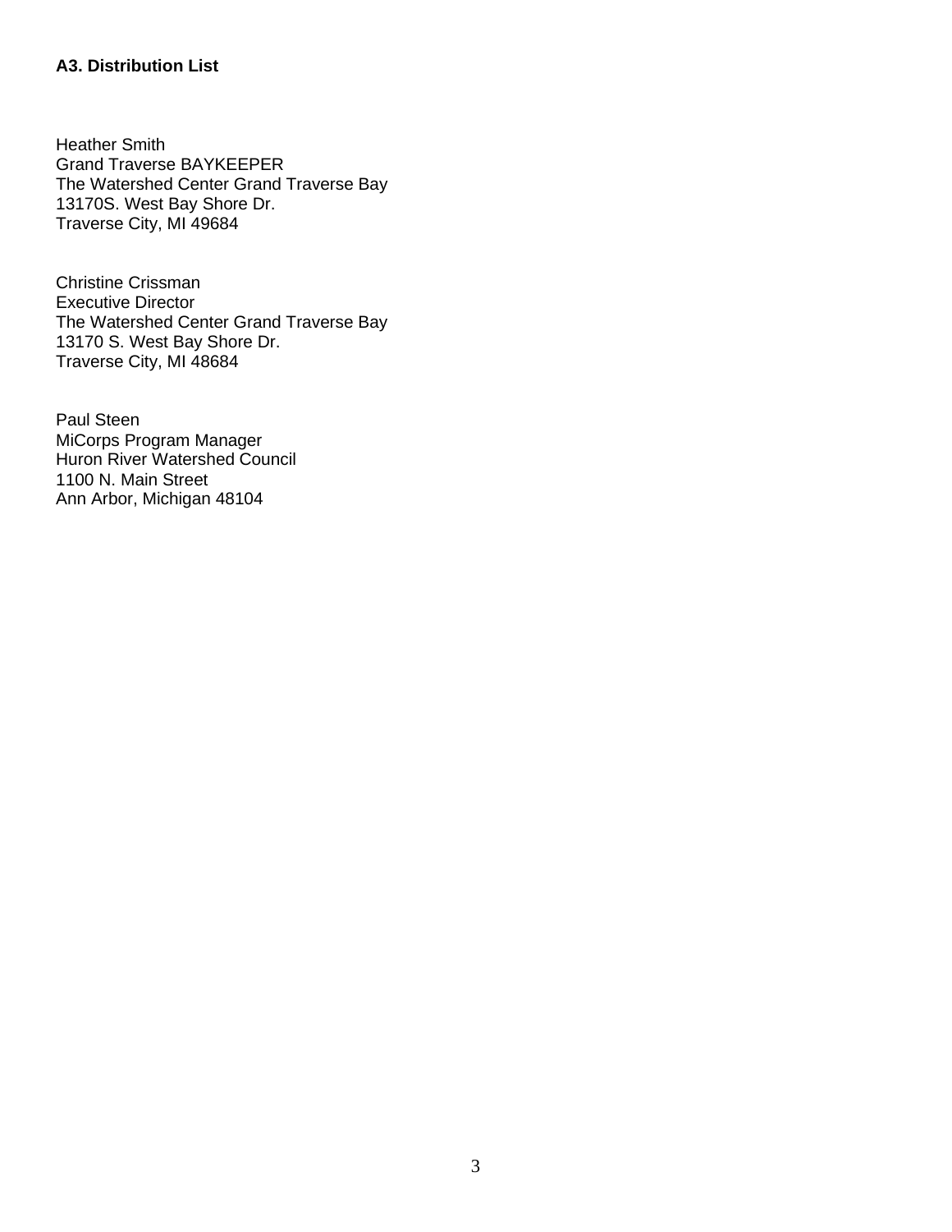### A3. Distribution List

Heather Smith  
Grand Traverse BAYKEEPER  
The Watershed Center Grand Traverse Bay  
13170S. West Bay Shore Dr.  
Traverse City, MI 49684

Christine Crissman  
Executive Director  
The Watershed Center Grand Traverse Bay  
13170 S. West Bay Shore Dr.  
Traverse City, MI 48684

Paul Steen  
MiCorps Program Manager  
Huron River Watershed Council  
1100 N. Main Street  
Ann Arbor, Michigan 48104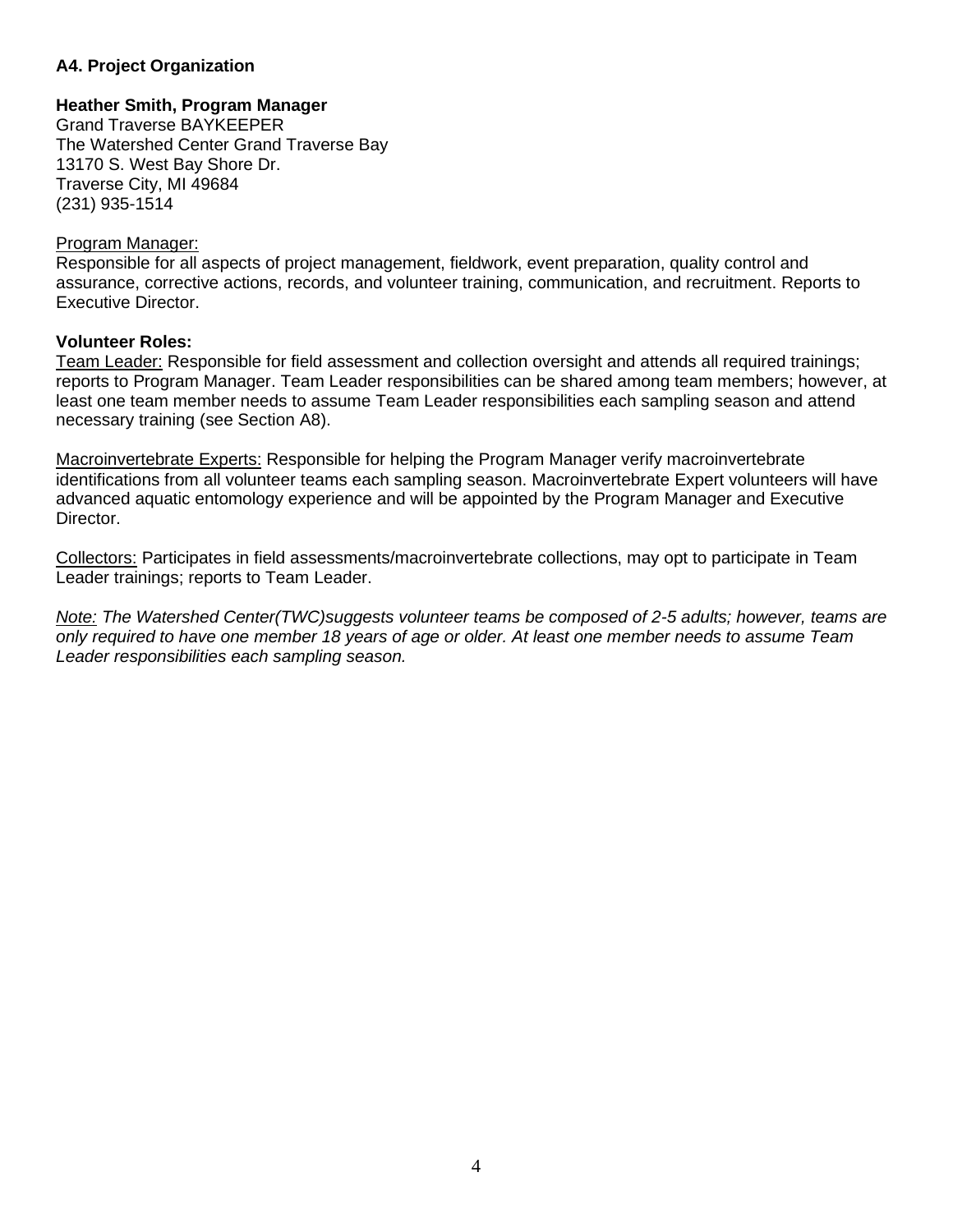### A4. Project Organization

**Heather Smith, Program Manager**
Grand Traverse BAYKEEPER
The Watershed Center Grand Traverse Bay
13170 S. West Bay Shore Dr.
Traverse City, MI 49684
(231) 935-1514

Program Manager:
Responsible for all aspects of project management, fieldwork, event preparation, quality control and assurance, corrective actions, records, and volunteer training, communication, and recruitment. Reports to Executive Director.

**Volunteer Roles:**
Team Leader: Responsible for field assessment and collection oversight and attends all required trainings; reports to Program Manager. Team Leader responsibilities can be shared among team members; however, at least one team member needs to assume Team Leader responsibilities each sampling season and attend necessary training (see Section A8).

Macroinvertebrate Experts: Responsible for helping the Program Manager verify macroinvertebrate identifications from all volunteer teams each sampling season. Macroinvertebrate Expert volunteers will have advanced aquatic entomology experience and will be appointed by the Program Manager and Executive Director.

Collectors: Participates in field assessments/macroinvertebrate collections, may opt to participate in Team Leader trainings; reports to Team Leader.

*Note: The Watershed Center(TWC)suggests volunteer teams be composed of 2-5 adults; however, teams are only required to have one member 18 years of age or older. At least one member needs to assume Team Leader responsibilities each sampling season.*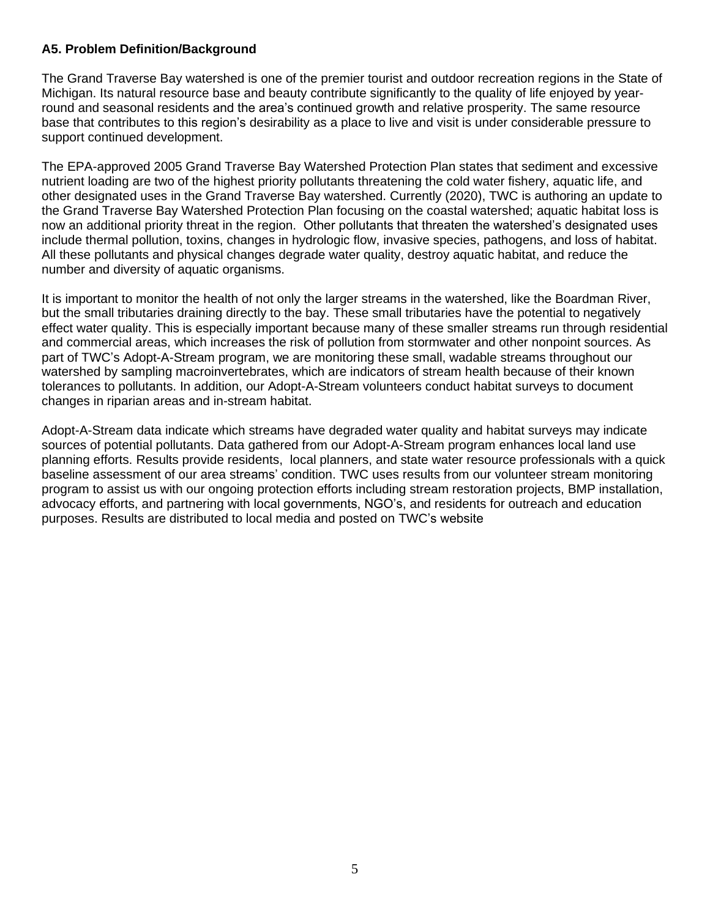### A5. Problem Definition/Background

The Grand Traverse Bay watershed is one of the premier tourist and outdoor recreation regions in the State of Michigan. Its natural resource base and beauty contribute significantly to the quality of life enjoyed by year-round and seasonal residents and the area's continued growth and relative prosperity. The same resource base that contributes to this region's desirability as a place to live and visit is under considerable pressure to support continued development.

The EPA-approved 2005 Grand Traverse Bay Watershed Protection Plan states that sediment and excessive nutrient loading are two of the highest priority pollutants threatening the cold water fishery, aquatic life, and other designated uses in the Grand Traverse Bay watershed. Currently (2020), TWC is authoring an update to the Grand Traverse Bay Watershed Protection Plan focusing on the coastal watershed; aquatic habitat loss is now an additional priority threat in the region. Other pollutants that threaten the watershed's designated uses include thermal pollution, toxins, changes in hydrologic flow, invasive species, pathogens, and loss of habitat. All these pollutants and physical changes degrade water quality, destroy aquatic habitat, and reduce the number and diversity of aquatic organisms.

It is important to monitor the health of not only the larger streams in the watershed, like the Boardman River, but the small tributaries draining directly to the bay. These small tributaries have the potential to negatively effect water quality. This is especially important because many of these smaller streams run through residential and commercial areas, which increases the risk of pollution from stormwater and other nonpoint sources. As part of TWC's Adopt-A-Stream program, we are monitoring these small, wadable streams throughout our watershed by sampling macroinvertebrates, which are indicators of stream health because of their known tolerances to pollutants. In addition, our Adopt-A-Stream volunteers conduct habitat surveys to document changes in riparian areas and in-stream habitat.

Adopt-A-Stream data indicate which streams have degraded water quality and habitat surveys may indicate sources of potential pollutants. Data gathered from our Adopt-A-Stream program enhances local land use planning efforts. Results provide residents, local planners, and state water resource professionals with a quick baseline assessment of our area streams' condition. TWC uses results from our volunteer stream monitoring program to assist us with our ongoing protection efforts including stream restoration projects, BMP installation, advocacy efforts, and partnering with local governments, NGO's, and residents for outreach and education purposes. Results are distributed to local media and posted on TWC's website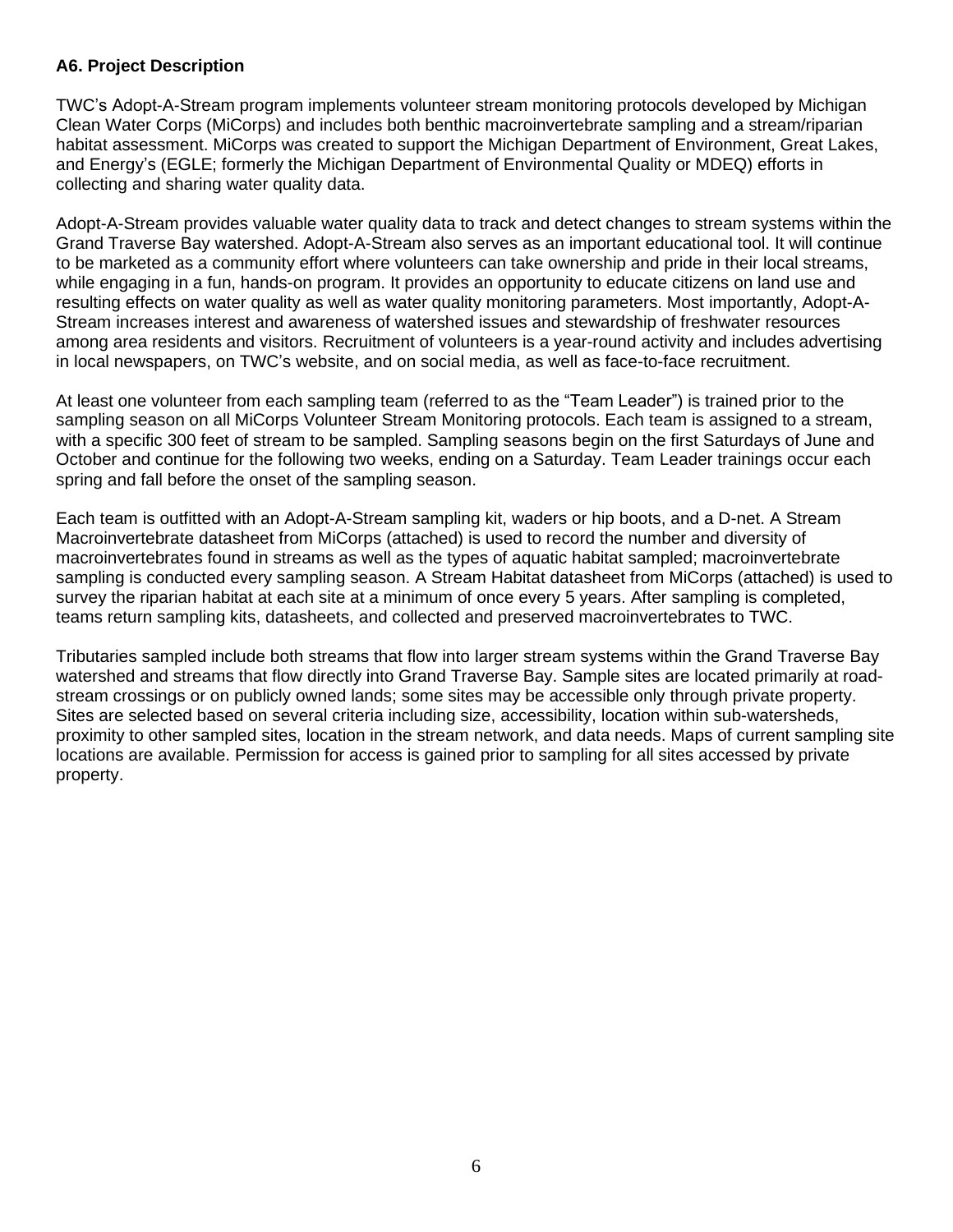### A6. Project Description

TWC's Adopt-A-Stream program implements volunteer stream monitoring protocols developed by Michigan Clean Water Corps (MiCorps) and includes both benthic macroinvertebrate sampling and a stream/riparian habitat assessment. MiCorps was created to support the Michigan Department of Environment, Great Lakes, and Energy's (EGLE; formerly the Michigan Department of Environmental Quality or MDEQ) efforts in collecting and sharing water quality data.

Adopt-A-Stream provides valuable water quality data to track and detect changes to stream systems within the Grand Traverse Bay watershed. Adopt-A-Stream also serves as an important educational tool. It will continue to be marketed as a community effort where volunteers can take ownership and pride in their local streams, while engaging in a fun, hands-on program. It provides an opportunity to educate citizens on land use and resulting effects on water quality as well as water quality monitoring parameters. Most importantly, Adopt-A-Stream increases interest and awareness of watershed issues and stewardship of freshwater resources among area residents and visitors. Recruitment of volunteers is a year-round activity and includes advertising in local newspapers, on TWC's website, and on social media, as well as face-to-face recruitment.

At least one volunteer from each sampling team (referred to as the "Team Leader") is trained prior to the sampling season on all MiCorps Volunteer Stream Monitoring protocols. Each team is assigned to a stream, with a specific 300 feet of stream to be sampled. Sampling seasons begin on the first Saturdays of June and October and continue for the following two weeks, ending on a Saturday. Team Leader trainings occur each spring and fall before the onset of the sampling season.

Each team is outfitted with an Adopt-A-Stream sampling kit, waders or hip boots, and a D-net. A Stream Macroinvertebrate datasheet from MiCorps (attached) is used to record the number and diversity of macroinvertebrates found in streams as well as the types of aquatic habitat sampled; macroinvertebrate sampling is conducted every sampling season. A Stream Habitat datasheet from MiCorps (attached) is used to survey the riparian habitat at each site at a minimum of once every 5 years. After sampling is completed, teams return sampling kits, datasheets, and collected and preserved macroinvertebrates to TWC.

Tributaries sampled include both streams that flow into larger stream systems within the Grand Traverse Bay watershed and streams that flow directly into Grand Traverse Bay. Sample sites are located primarily at road-stream crossings or on publicly owned lands; some sites may be accessible only through private property. Sites are selected based on several criteria including size, accessibility, location within sub-watersheds, proximity to other sampled sites, location in the stream network, and data needs. Maps of current sampling site locations are available. Permission for access is gained prior to sampling for all sites accessed by private property.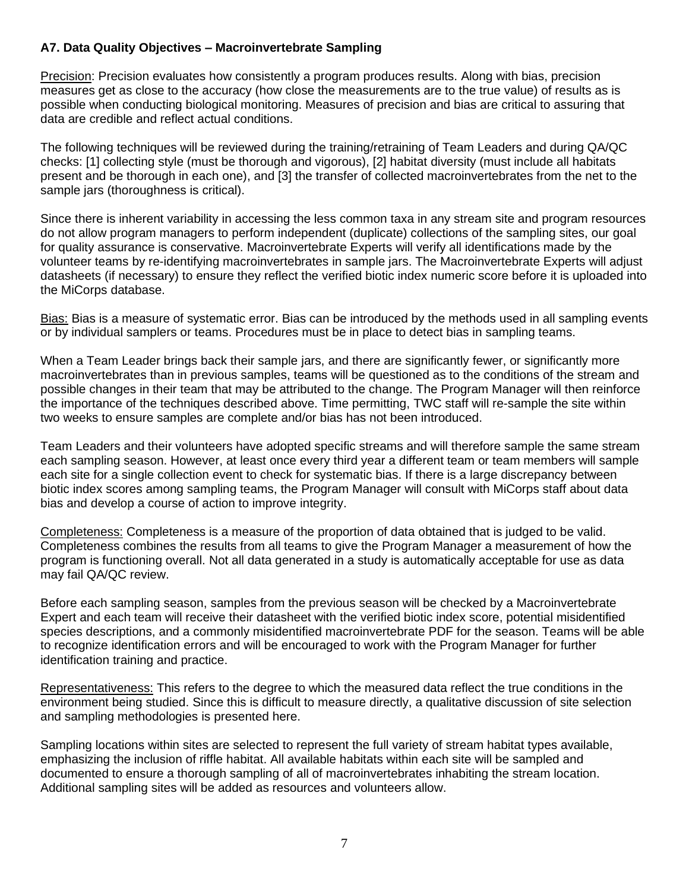### A7. Data Quality Objectives – Macroinvertebrate Sampling

Precision: Precision evaluates how consistently a program produces results. Along with bias, precision measures get as close to the accuracy (how close the measurements are to the true value) of results as is possible when conducting biological monitoring. Measures of precision and bias are critical to assuring that data are credible and reflect actual conditions.

The following techniques will be reviewed during the training/retraining of Team Leaders and during QA/QC checks: [1] collecting style (must be thorough and vigorous), [2] habitat diversity (must include all habitats present and be thorough in each one), and [3] the transfer of collected macroinvertebrates from the net to the sample jars (thoroughness is critical).

Since there is inherent variability in accessing the less common taxa in any stream site and program resources do not allow program managers to perform independent (duplicate) collections of the sampling sites, our goal for quality assurance is conservative. Macroinvertebrate Experts will verify all identifications made by the volunteer teams by re-identifying macroinvertebrates in sample jars. The Macroinvertebrate Experts will adjust datasheets (if necessary) to ensure they reflect the verified biotic index numeric score before it is uploaded into the MiCorps database.

Bias: Bias is a measure of systematic error. Bias can be introduced by the methods used in all sampling events or by individual samplers or teams. Procedures must be in place to detect bias in sampling teams.

When a Team Leader brings back their sample jars, and there are significantly fewer, or significantly more macroinvertebrates than in previous samples, teams will be questioned as to the conditions of the stream and possible changes in their team that may be attributed to the change. The Program Manager will then reinforce the importance of the techniques described above. Time permitting, TWC staff will re-sample the site within two weeks to ensure samples are complete and/or bias has not been introduced.

Team Leaders and their volunteers have adopted specific streams and will therefore sample the same stream each sampling season. However, at least once every third year a different team or team members will sample each site for a single collection event to check for systematic bias. If there is a large discrepancy between biotic index scores among sampling teams, the Program Manager will consult with MiCorps staff about data bias and develop a course of action to improve integrity.

Completeness: Completeness is a measure of the proportion of data obtained that is judged to be valid. Completeness combines the results from all teams to give the Program Manager a measurement of how the program is functioning overall. Not all data generated in a study is automatically acceptable for use as data may fail QA/QC review.

Before each sampling season, samples from the previous season will be checked by a Macroinvertebrate Expert and each team will receive their datasheet with the verified biotic index score, potential misidentified species descriptions, and a commonly misidentified macroinvertebrate PDF for the season. Teams will be able to recognize identification errors and will be encouraged to work with the Program Manager for further identification training and practice.

Representativeness: This refers to the degree to which the measured data reflect the true conditions in the environment being studied. Since this is difficult to measure directly, a qualitative discussion of site selection and sampling methodologies is presented here.

Sampling locations within sites are selected to represent the full variety of stream habitat types available, emphasizing the inclusion of riffle habitat. All available habitats within each site will be sampled and documented to ensure a thorough sampling of all of macroinvertebrates inhabiting the stream location. Additional sampling sites will be added as resources and volunteers allow.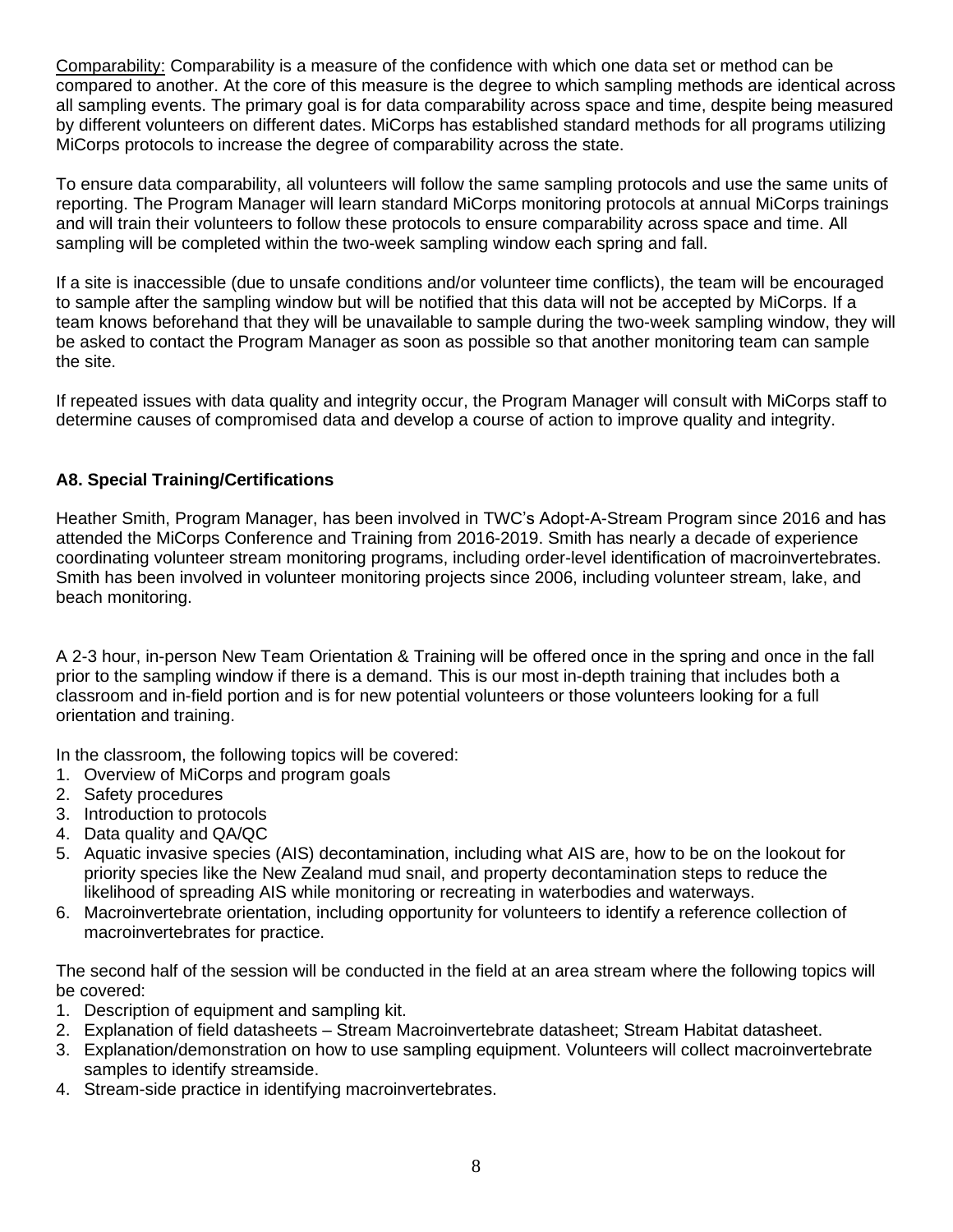<u>Comparability:</u> Comparability is a measure of the confidence with which one data set or method can be compared to another. At the core of this measure is the degree to which sampling methods are identical across all sampling events. The primary goal is for data comparability across space and time, despite being measured by different volunteers on different dates. MiCorps has established standard methods for all programs utilizing MiCorps protocols to increase the degree of comparability across the state.

To ensure data comparability, all volunteers will follow the same sampling protocols and use the same units of reporting. The Program Manager will learn standard MiCorps monitoring protocols at annual MiCorps trainings and will train their volunteers to follow these protocols to ensure comparability across space and time. All sampling will be completed within the two-week sampling window each spring and fall.

If a site is inaccessible (due to unsafe conditions and/or volunteer time conflicts), the team will be encouraged to sample after the sampling window but will be notified that this data will not be accepted by MiCorps. If a team knows beforehand that they will be unavailable to sample during the two-week sampling window, they will be asked to contact the Program Manager as soon as possible so that another monitoring team can sample the site.

If repeated issues with data quality and integrity occur, the Program Manager will consult with MiCorps staff to determine causes of compromised data and develop a course of action to improve quality and integrity.

### A8. Special Training/Certifications

Heather Smith, Program Manager, has been involved in TWC's Adopt-A-Stream Program since 2016 and has attended the MiCorps Conference and Training from 2016-2019. Smith has nearly a decade of experience coordinating volunteer stream monitoring programs, including order-level identification of macroinvertebrates. Smith has been involved in volunteer monitoring projects since 2006, including volunteer stream, lake, and beach monitoring.

A 2-3 hour, in-person New Team Orientation & Training will be offered once in the spring and once in the fall prior to the sampling window if there is a demand. This is our most in-depth training that includes both a classroom and in-field portion and is for new potential volunteers or those volunteers looking for a full orientation and training.

In the classroom, the following topics will be covered:

1. Overview of MiCorps and program goals
2. Safety procedures
3. Introduction to protocols
4. Data quality and QA/QC
5. Aquatic invasive species (AIS) decontamination, including what AIS are, how to be on the lookout for priority species like the New Zealand mud snail, and property decontamination steps to reduce the likelihood of spreading AIS while monitoring or recreating in waterbodies and waterways.
6. Macroinvertebrate orientation, including opportunity for volunteers to identify a reference collection of macroinvertebrates for practice.

The second half of the session will be conducted in the field at an area stream where the following topics will be covered:

1. Description of equipment and sampling kit.
2. Explanation of field datasheets – Stream Macroinvertebrate datasheet; Stream Habitat datasheet.
3. Explanation/demonstration on how to use sampling equipment. Volunteers will collect macroinvertebrate samples to identify streamside.
4. Stream-side practice in identifying macroinvertebrates.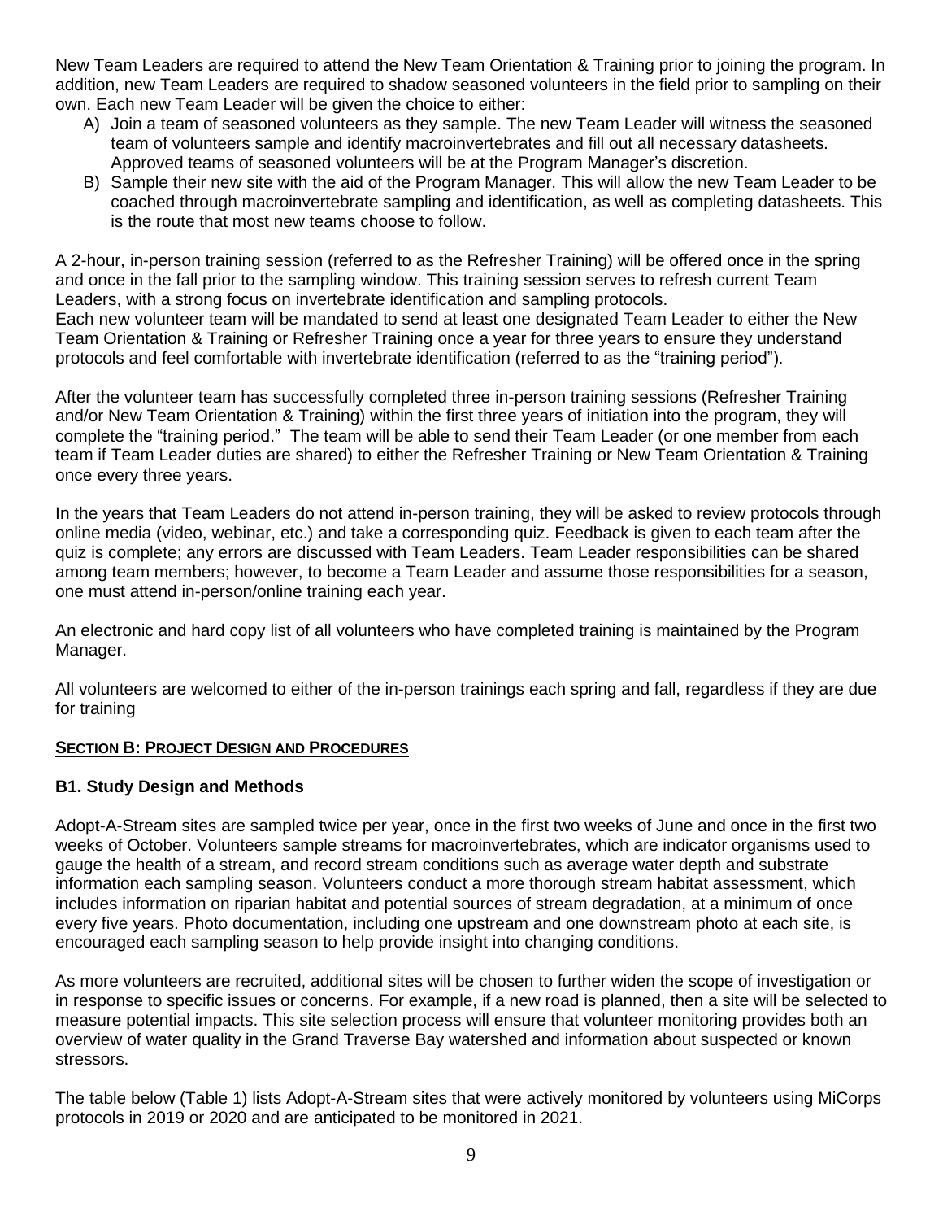New Team Leaders are required to attend the New Team Orientation & Training prior to joining the program. In addition, new Team Leaders are required to shadow seasoned volunteers in the field prior to sampling on their own. Each new Team Leader will be given the choice to either:

A) Join a team of seasoned volunteers as they sample. The new Team Leader will witness the seasoned team of volunteers sample and identify macroinvertebrates and fill out all necessary datasheets. Approved teams of seasoned volunteers will be at the Program Manager's discretion.
B) Sample their new site with the aid of the Program Manager. This will allow the new Team Leader to be coached through macroinvertebrate sampling and identification, as well as completing datasheets. This is the route that most new teams choose to follow.

A 2-hour, in-person training session (referred to as the Refresher Training) will be offered once in the spring and once in the fall prior to the sampling window. This training session serves to refresh current Team Leaders, with a strong focus on invertebrate identification and sampling protocols.
Each new volunteer team will be mandated to send at least one designated Team Leader to either the New Team Orientation & Training or Refresher Training once a year for three years to ensure they understand protocols and feel comfortable with invertebrate identification (referred to as the "training period").

After the volunteer team has successfully completed three in-person training sessions (Refresher Training and/or New Team Orientation & Training) within the first three years of initiation into the program, they will complete the "training period." The team will be able to send their Team Leader (or one member from each team if Team Leader duties are shared) to either the Refresher Training or New Team Orientation & Training once every three years.

In the years that Team Leaders do not attend in-person training, they will be asked to review protocols through online media (video, webinar, etc.) and take a corresponding quiz. Feedback is given to each team after the quiz is complete; any errors are discussed with Team Leaders. Team Leader responsibilities can be shared among team members; however, to become a Team Leader and assume those responsibilities for a season, one must attend in-person/online training each year.

An electronic and hard copy list of all volunteers who have completed training is maintained by the Program Manager.

All volunteers are welcomed to either of the in-person trainings each spring and fall, regardless if they are due for training

## SECTION B: PROJECT DESIGN AND PROCEDURES

### B1. Study Design and Methods

Adopt-A-Stream sites are sampled twice per year, once in the first two weeks of June and once in the first two weeks of October. Volunteers sample streams for macroinvertebrates, which are indicator organisms used to gauge the health of a stream, and record stream conditions such as average water depth and substrate information each sampling season. Volunteers conduct a more thorough stream habitat assessment, which includes information on riparian habitat and potential sources of stream degradation, at a minimum of once every five years. Photo documentation, including one upstream and one downstream photo at each site, is encouraged each sampling season to help provide insight into changing conditions.

As more volunteers are recruited, additional sites will be chosen to further widen the scope of investigation or in response to specific issues or concerns. For example, if a new road is planned, then a site will be selected to measure potential impacts. This site selection process will ensure that volunteer monitoring provides both an overview of water quality in the Grand Traverse Bay watershed and information about suspected or known stressors.

The table below (Table 1) lists Adopt-A-Stream sites that were actively monitored by volunteers using MiCorps protocols in 2019 or 2020 and are anticipated to be monitored in 2021.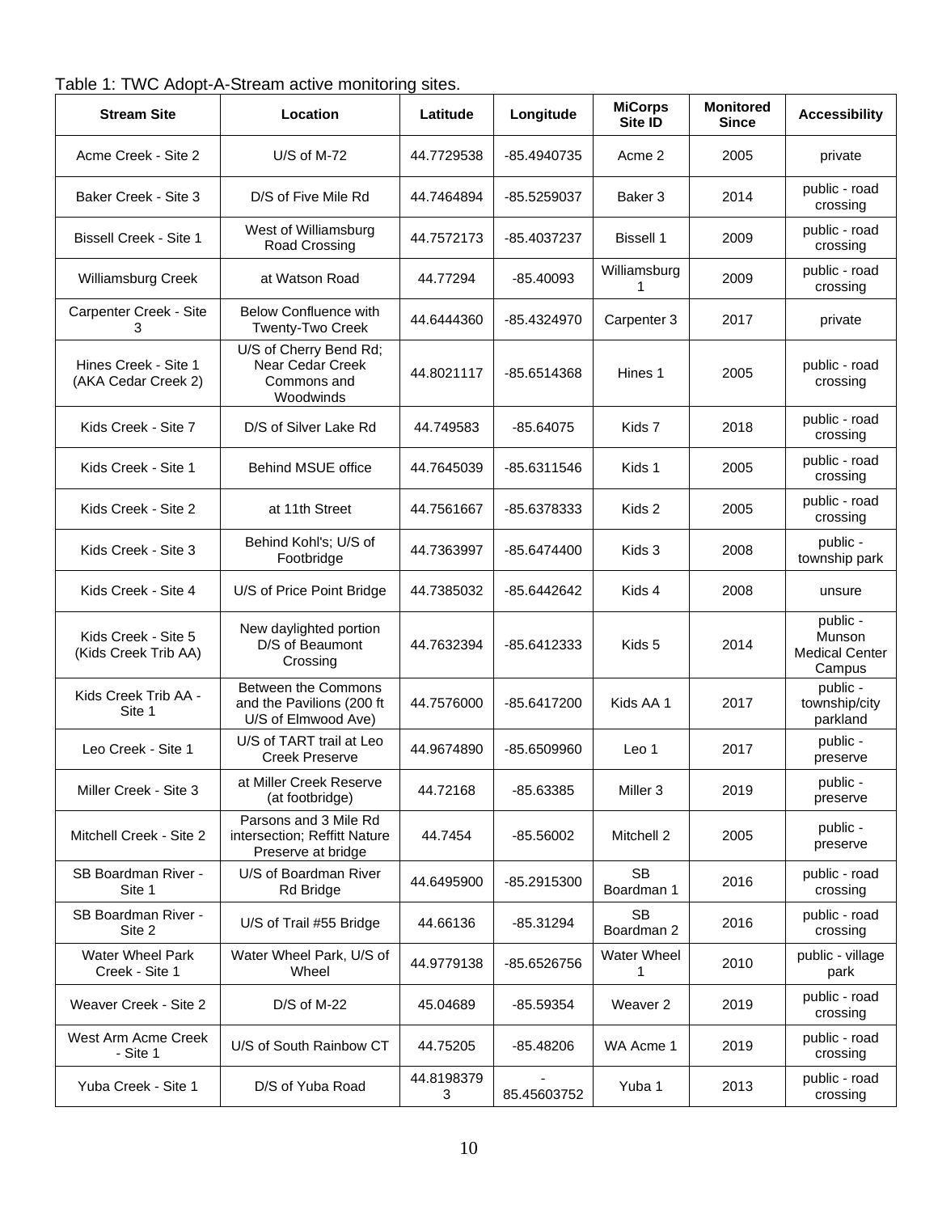Table 1: TWC Adopt-A-Stream active monitoring sites.

| Stream Site | Location | Latitude | Longitude | MiCorps Site ID | Monitored Since | Accessibility |
|---|---|---|---|---|---|---|
| Acme Creek - Site 2 | U/S of M-72 | 44.7729538 | -85.4940735 | Acme 2 | 2005 | private |
| Baker Creek - Site 3 | D/S of Five Mile Rd | 44.7464894 | -85.5259037 | Baker 3 | 2014 | public - road crossing |
| Bissell Creek - Site 1 | West of Williamsburg Road Crossing | 44.7572173 | -85.4037237 | Bissell 1 | 2009 | public - road crossing |
| Williamsburg Creek | at Watson Road | 44.77294 | -85.40093 | Williamsburg 1 | 2009 | public - road crossing |
| Carpenter Creek - Site 3 | Below Confluence with Twenty-Two Creek | 44.6444360 | -85.4324970 | Carpenter 3 | 2017 | private |
| Hines Creek - Site 1 (AKA Cedar Creek 2) | U/S of Cherry Bend Rd; Near Cedar Creek Commons and Woodwinds | 44.8021117 | -85.6514368 | Hines 1 | 2005 | public - road crossing |
| Kids Creek - Site 7 | D/S of Silver Lake Rd | 44.749583 | -85.64075 | Kids 7 | 2018 | public - road crossing |
| Kids Creek - Site 1 | Behind MSUE office | 44.7645039 | -85.6311546 | Kids 1 | 2005 | public - road crossing |
| Kids Creek - Site 2 | at 11th Street | 44.7561667 | -85.6378333 | Kids 2 | 2005 | public - road crossing |
| Kids Creek - Site 3 | Behind Kohl's; U/S of Footbridge | 44.7363997 | -85.6474400 | Kids 3 | 2008 | public - township park |
| Kids Creek - Site 4 | U/S of Price Point Bridge | 44.7385032 | -85.6442642 | Kids 4 | 2008 | unsure |
| Kids Creek - Site 5 (Kids Creek Trib AA) | New daylighted portion D/S of Beaumont Crossing | 44.7632394 | -85.6412333 | Kids 5 | 2014 | public - Munson Medical Center Campus |
| Kids Creek Trib AA - Site 1 | Between the Commons and the Pavilions (200 ft U/S of Elmwood Ave) | 44.7576000 | -85.6417200 | Kids AA 1 | 2017 | public - township/city parkland |
| Leo Creek - Site 1 | U/S of TART trail at Leo Creek Preserve | 44.9674890 | -85.6509960 | Leo 1 | 2017 | public - preserve |
| Miller Creek - Site 3 | at Miller Creek Reserve (at footbridge) | 44.72168 | -85.63385 | Miller 3 | 2019 | public - preserve |
| Mitchell Creek - Site 2 | Parsons and 3 Mile Rd intersection; Reffitt Nature Preserve at bridge | 44.7454 | -85.56002 | Mitchell 2 | 2005 | public - preserve |
| SB Boardman River - Site 1 | U/S of Boardman River Rd Bridge | 44.6495900 | -85.2915300 | SB Boardman 1 | 2016 | public - road crossing |
| SB Boardman River - Site 2 | U/S of Trail #55 Bridge | 44.66136 | -85.31294 | SB Boardman 2 | 2016 | public - road crossing |
| Water Wheel Park Creek - Site 1 | Water Wheel Park, U/S of Wheel | 44.9779138 | -85.6526756 | Water Wheel 1 | 2010 | public - village park |
| Weaver Creek - Site 2 | D/S of M-22 | 45.04689 | -85.59354 | Weaver 2 | 2019 | public - road crossing |
| West Arm Acme Creek - Site 1 | U/S of South Rainbow CT | 44.75205 | -85.48206 | WA Acme 1 | 2019 | public - road crossing |
| Yuba Creek - Site 1 | D/S of Yuba Road | 44.81983793 | -85.45603752 | Yuba 1 | 2013 | public - road crossing |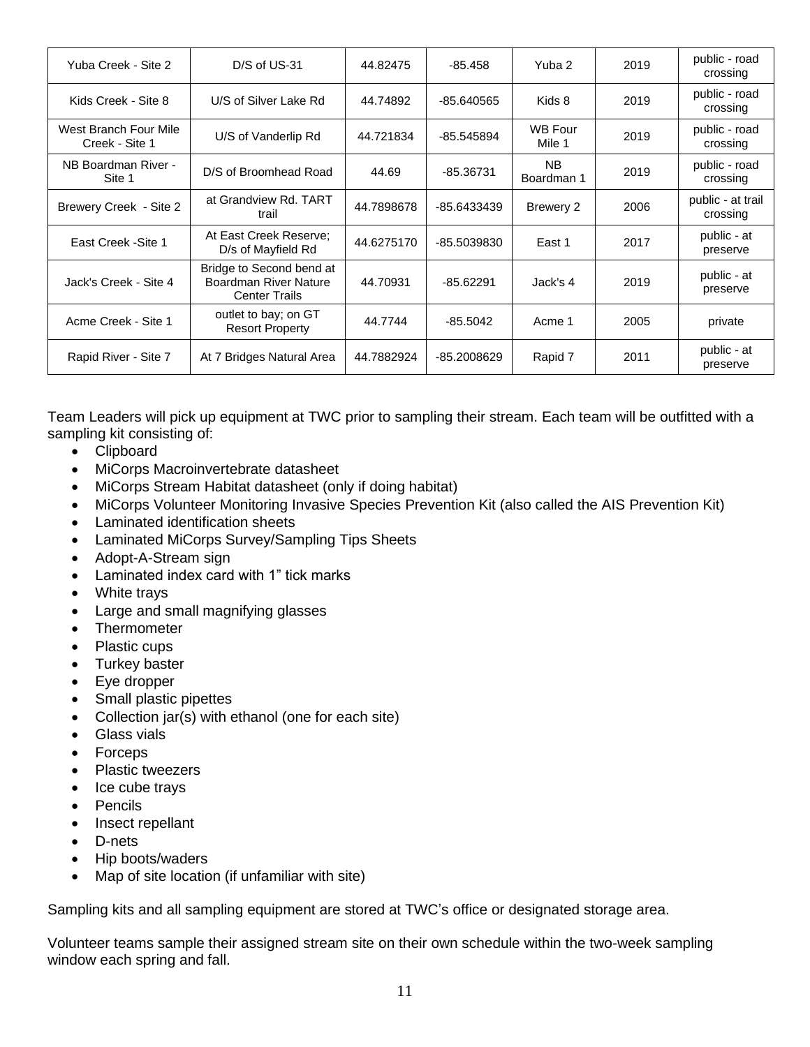| Yuba Creek - Site 2 | D/S of US-31 | 44.82475 | -85.458 | Yuba 2 | 2019 | public - road crossing |
|---|---|---|---|---|---|---|
| Kids Creek - Site 8 | U/S of Silver Lake Rd | 44.74892 | -85.640565 | Kids 8 | 2019 | public - road crossing |
| West Branch Four Mile Creek - Site 1 | U/S of Vanderlip Rd | 44.721834 | -85.545894 | WB Four Mile 1 | 2019 | public - road crossing |
| NB Boardman River - Site 1 | D/S of Broomhead Road | 44.69 | -85.36731 | NB Boardman 1 | 2019 | public - road crossing |
| Brewery Creek - Site 2 | at Grandview Rd. TART trail | 44.7898678 | -85.6433439 | Brewery 2 | 2006 | public - at trail crossing |
| East Creek -Site 1 | At East Creek Reserve; D/s of Mayfield Rd | 44.6275170 | -85.5039830 | East 1 | 2017 | public - at preserve |
| Jack's Creek - Site 4 | Bridge to Second bend at Boardman River Nature Center Trails | 44.70931 | -85.62291 | Jack's 4 | 2019 | public - at preserve |
| Acme Creek - Site 1 | outlet to bay; on GT Resort Property | 44.7744 | -85.5042 | Acme 1 | 2005 | private |
| Rapid River - Site 7 | At 7 Bridges Natural Area | 44.7882924 | -85.2008629 | Rapid 7 | 2011 | public - at preserve |

Team Leaders will pick up equipment at TWC prior to sampling their stream. Each team will be outfitted with a sampling kit consisting of:

- Clipboard
- MiCorps Macroinvertebrate datasheet
- MiCorps Stream Habitat datasheet (only if doing habitat)
- MiCorps Volunteer Monitoring Invasive Species Prevention Kit (also called the AIS Prevention Kit)
- Laminated identification sheets
- Laminated MiCorps Survey/Sampling Tips Sheets
- Adopt-A-Stream sign
- Laminated index card with 1" tick marks
- White trays
- Large and small magnifying glasses
- Thermometer
- Plastic cups
- Turkey baster
- Eye dropper
- Small plastic pipettes
- Collection jar(s) with ethanol (one for each site)
- Glass vials
- Forceps
- Plastic tweezers
- Ice cube trays
- Pencils
- Insect repellant
- D-nets
- Hip boots/waders
- Map of site location (if unfamiliar with site)

Sampling kits and all sampling equipment are stored at TWC's office or designated storage area.

Volunteer teams sample their assigned stream site on their own schedule within the two-week sampling window each spring and fall.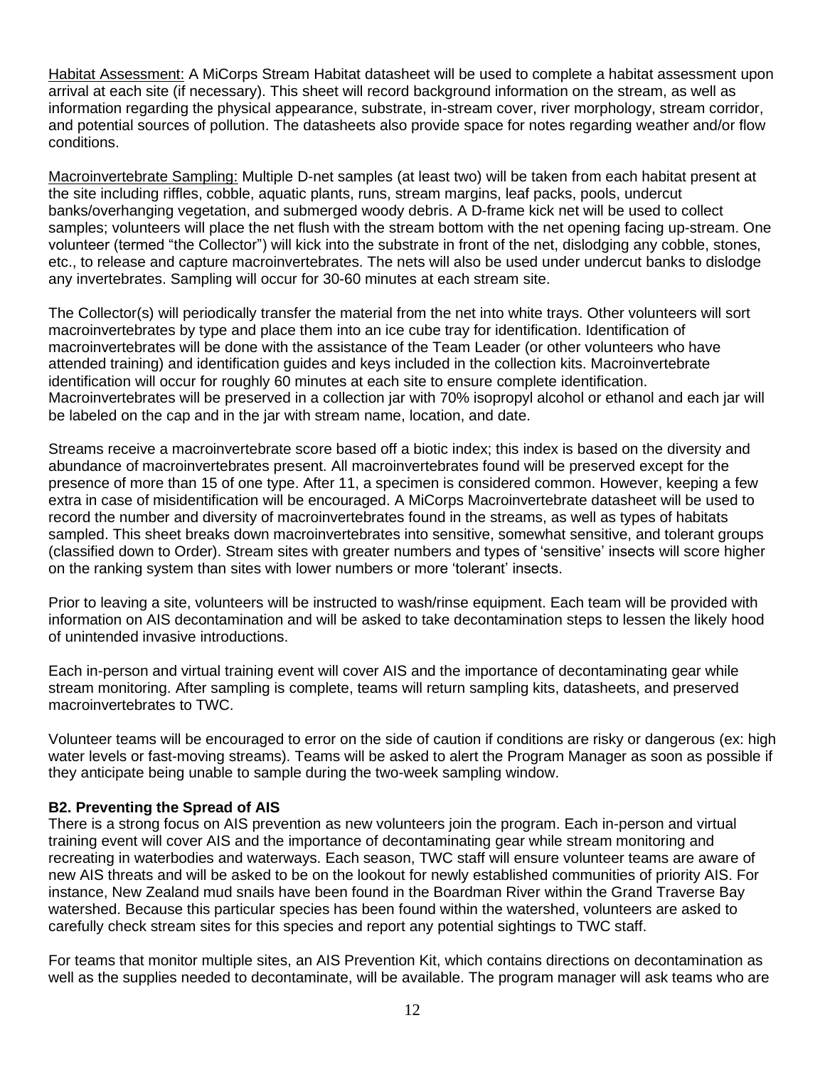<u>Habitat Assessment:</u> A MiCorps Stream Habitat datasheet will be used to complete a habitat assessment upon arrival at each site (if necessary). This sheet will record background information on the stream, as well as information regarding the physical appearance, substrate, in-stream cover, river morphology, stream corridor, and potential sources of pollution. The datasheets also provide space for notes regarding weather and/or flow conditions.

<u>Macroinvertebrate Sampling:</u> Multiple D-net samples (at least two) will be taken from each habitat present at the site including riffles, cobble, aquatic plants, runs, stream margins, leaf packs, pools, undercut banks/overhanging vegetation, and submerged woody debris. A D-frame kick net will be used to collect samples; volunteers will place the net flush with the stream bottom with the net opening facing up-stream. One volunteer (termed "the Collector") will kick into the substrate in front of the net, dislodging any cobble, stones, etc., to release and capture macroinvertebrates. The nets will also be used under undercut banks to dislodge any invertebrates. Sampling will occur for 30-60 minutes at each stream site.

The Collector(s) will periodically transfer the material from the net into white trays. Other volunteers will sort macroinvertebrates by type and place them into an ice cube tray for identification. Identification of macroinvertebrates will be done with the assistance of the Team Leader (or other volunteers who have attended training) and identification guides and keys included in the collection kits. Macroinvertebrate identification will occur for roughly 60 minutes at each site to ensure complete identification. Macroinvertebrates will be preserved in a collection jar with 70% isopropyl alcohol or ethanol and each jar will be labeled on the cap and in the jar with stream name, location, and date.

Streams receive a macroinvertebrate score based off a biotic index; this index is based on the diversity and abundance of macroinvertebrates present. All macroinvertebrates found will be preserved except for the presence of more than 15 of one type. After 11, a specimen is considered common. However, keeping a few extra in case of misidentification will be encouraged. A MiCorps Macroinvertebrate datasheet will be used to record the number and diversity of macroinvertebrates found in the streams, as well as types of habitats sampled. This sheet breaks down macroinvertebrates into sensitive, somewhat sensitive, and tolerant groups (classified down to Order). Stream sites with greater numbers and types of 'sensitive' insects will score higher on the ranking system than sites with lower numbers or more 'tolerant' insects.

Prior to leaving a site, volunteers will be instructed to wash/rinse equipment. Each team will be provided with information on AIS decontamination and will be asked to take decontamination steps to lessen the likely hood of unintended invasive introductions.

Each in-person and virtual training event will cover AIS and the importance of decontaminating gear while stream monitoring. After sampling is complete, teams will return sampling kits, datasheets, and preserved macroinvertebrates to TWC.

Volunteer teams will be encouraged to error on the side of caution if conditions are risky or dangerous (ex: high water levels or fast-moving streams). Teams will be asked to alert the Program Manager as soon as possible if they anticipate being unable to sample during the two-week sampling window.

### B2. Preventing the Spread of AIS

There is a strong focus on AIS prevention as new volunteers join the program. Each in-person and virtual training event will cover AIS and the importance of decontaminating gear while stream monitoring and recreating in waterbodies and waterways. Each season, TWC staff will ensure volunteer teams are aware of new AIS threats and will be asked to be on the lookout for newly established communities of priority AIS. For instance, New Zealand mud snails have been found in the Boardman River within the Grand Traverse Bay watershed. Because this particular species has been found within the watershed, volunteers are asked to carefully check stream sites for this species and report any potential sightings to TWC staff.

For teams that monitor multiple sites, an AIS Prevention Kit, which contains directions on decontamination as well as the supplies needed to decontaminate, will be available. The program manager will ask teams who are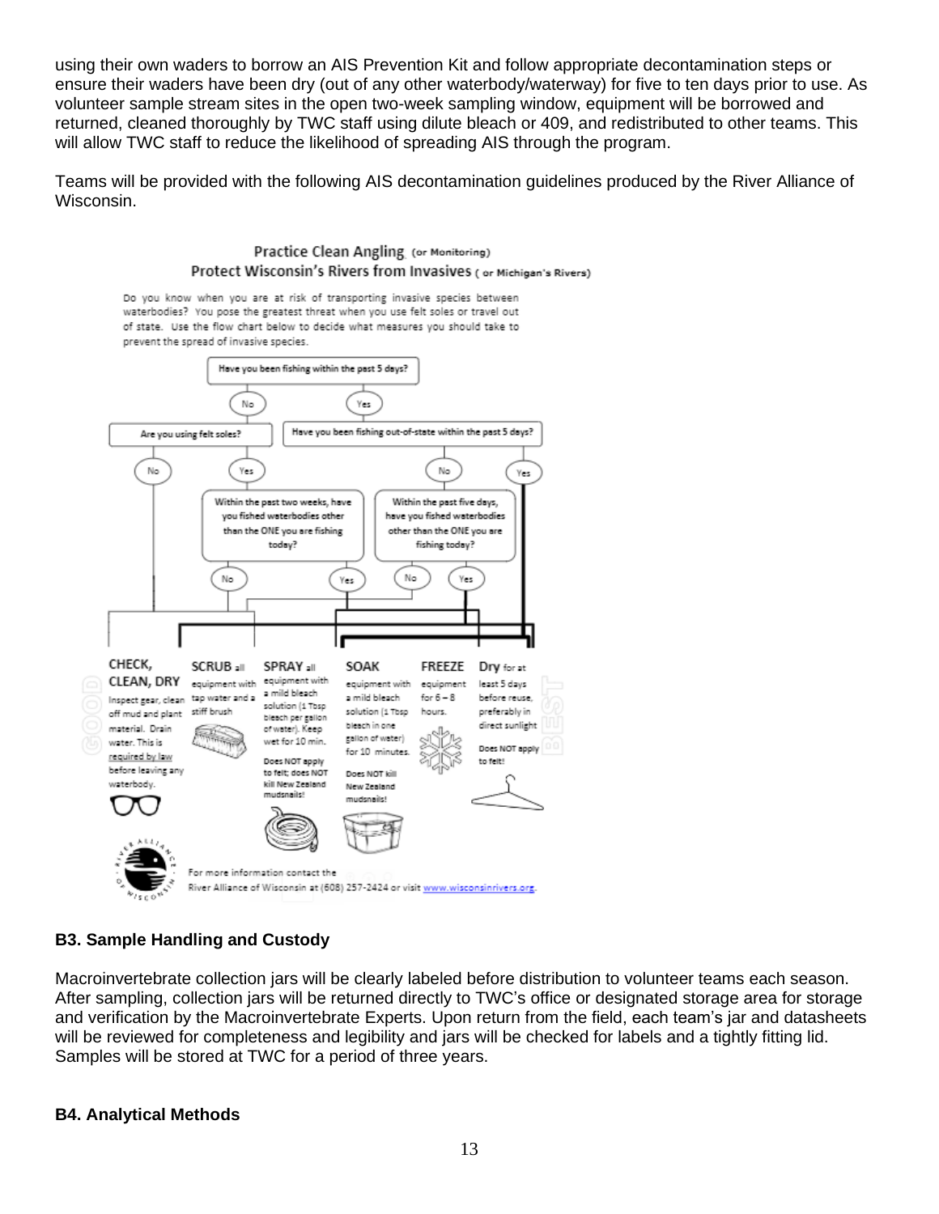using their own waders to borrow an AIS Prevention Kit and follow appropriate decontamination steps or ensure their waders have been dry (out of any other waterbody/waterway) for five to ten days prior to use. As volunteer sample stream sites in the open two-week sampling window, equipment will be borrowed and returned, cleaned thoroughly by TWC staff using dilute bleach or 409, and redistributed to other teams. This will allow TWC staff to reduce the likelihood of spreading AIS through the program.

Teams will be provided with the following AIS decontamination guidelines produced by the River Alliance of Wisconsin.

**Practice Clean Angling (or Monitoring)**
**Protect Wisconsin's Rivers from Invasives ( or Michigan's Rivers)**

Do you know when you are at risk of transporting invasive species between waterbodies? You pose the greatest threat when you use felt soles or travel out of state. Use the flow chart below to decide what measures you should take to prevent the spread of invasive species.

Have you been fishing within the past 5 days?

- No → Are you using felt soles?
  - No
  - Yes → Within the past two weeks, have you fished waterbodies other than the ONE you are fishing today?
    - No
    - Yes
- Yes → Have you been fishing out-of-state within the past 5 days?
  - No → Within the past five days, have you fished waterbodies other than the ONE you are fishing today?
    - No
    - Yes
  - Yes

GOOD

**CHECK, CLEAN, DRY** Inspect gear, clean off mud and plant material. Drain water. This is required by law before leaving any waterbody.

**SCRUB** all equipment with tap water and a stiff brush

**SPRAY** all equipment with a mild bleach solution (1 Tbsp bleach per gallon of water). Keep wet for 10 min. Does NOT apply to felt; does NOT kill New Zealand mudsnails!

**SOAK** equipment with a mild bleach solution (1 Tbsp bleach in one gallon of water) for 10 minutes. Does NOT kill New Zealand mudsnails!

**FREEZE** equipment for 6 – 8 hours.

**Dry** for at least 5 days before reuse, preferably in direct sunlight. Does NOT apply to felt!

BEST

For more information contact the River Alliance of Wisconsin at (608) 257-2424 or visit www.wisconsinrivers.org.

### B3. Sample Handling and Custody

Macroinvertebrate collection jars will be clearly labeled before distribution to volunteer teams each season. After sampling, collection jars will be returned directly to TWC's office or designated storage area for storage and verification by the Macroinvertebrate Experts. Upon return from the field, each team's jar and datasheets will be reviewed for completeness and legibility and jars will be checked for labels and a tightly fitting lid. Samples will be stored at TWC for a period of three years.

### B4. Analytical Methods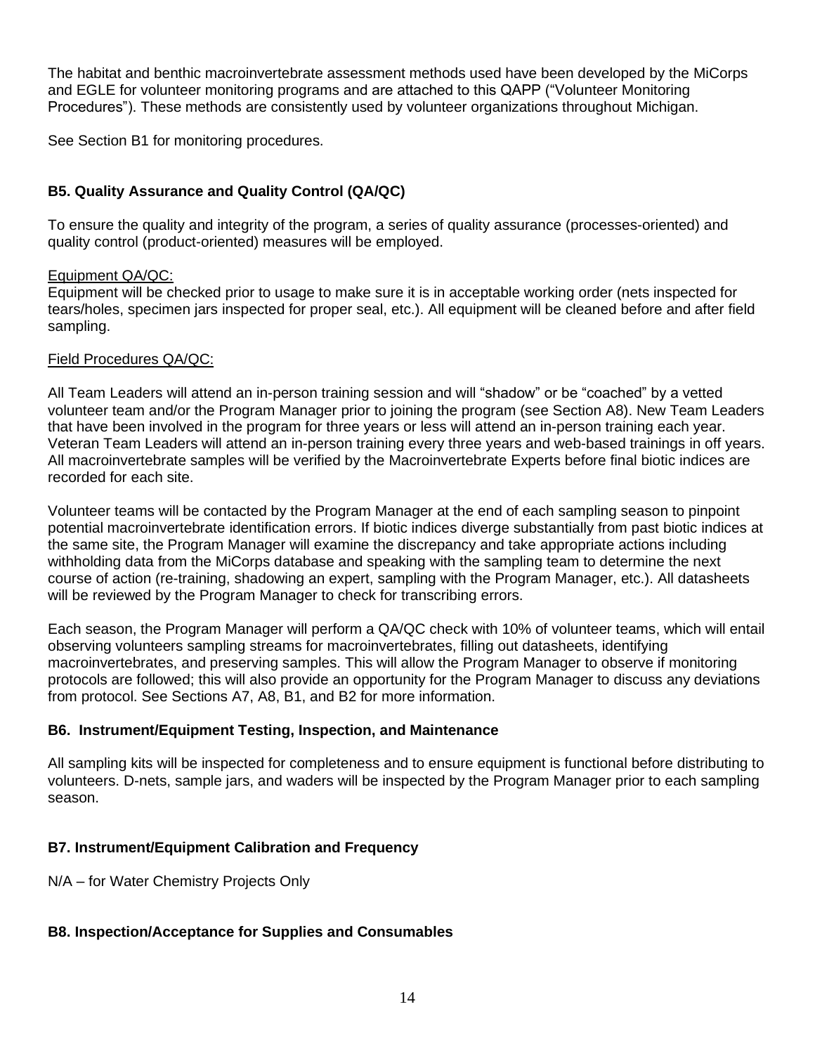The habitat and benthic macroinvertebrate assessment methods used have been developed by the MiCorps and EGLE for volunteer monitoring programs and are attached to this QAPP ("Volunteer Monitoring Procedures"). These methods are consistently used by volunteer organizations throughout Michigan.

See Section B1 for monitoring procedures.

### B5. Quality Assurance and Quality Control (QA/QC)

To ensure the quality and integrity of the program, a series of quality assurance (processes-oriented) and quality control (product-oriented) measures will be employed.

Equipment QA/QC:
Equipment will be checked prior to usage to make sure it is in acceptable working order (nets inspected for tears/holes, specimen jars inspected for proper seal, etc.). All equipment will be cleaned before and after field sampling.

Field Procedures QA/QC:

All Team Leaders will attend an in-person training session and will "shadow" or be "coached" by a vetted volunteer team and/or the Program Manager prior to joining the program (see Section A8). New Team Leaders that have been involved in the program for three years or less will attend an in-person training each year. Veteran Team Leaders will attend an in-person training every three years and web-based trainings in off years. All macroinvertebrate samples will be verified by the Macroinvertebrate Experts before final biotic indices are recorded for each site.

Volunteer teams will be contacted by the Program Manager at the end of each sampling season to pinpoint potential macroinvertebrate identification errors. If biotic indices diverge substantially from past biotic indices at the same site, the Program Manager will examine the discrepancy and take appropriate actions including withholding data from the MiCorps database and speaking with the sampling team to determine the next course of action (re-training, shadowing an expert, sampling with the Program Manager, etc.). All datasheets will be reviewed by the Program Manager to check for transcribing errors.

Each season, the Program Manager will perform a QA/QC check with 10% of volunteer teams, which will entail observing volunteers sampling streams for macroinvertebrates, filling out datasheets, identifying macroinvertebrates, and preserving samples. This will allow the Program Manager to observe if monitoring protocols are followed; this will also provide an opportunity for the Program Manager to discuss any deviations from protocol. See Sections A7, A8, B1, and B2 for more information.

### B6. Instrument/Equipment Testing, Inspection, and Maintenance

All sampling kits will be inspected for completeness and to ensure equipment is functional before distributing to volunteers. D-nets, sample jars, and waders will be inspected by the Program Manager prior to each sampling season.

### B7. Instrument/Equipment Calibration and Frequency

N/A – for Water Chemistry Projects Only

### B8. Inspection/Acceptance for Supplies and Consumables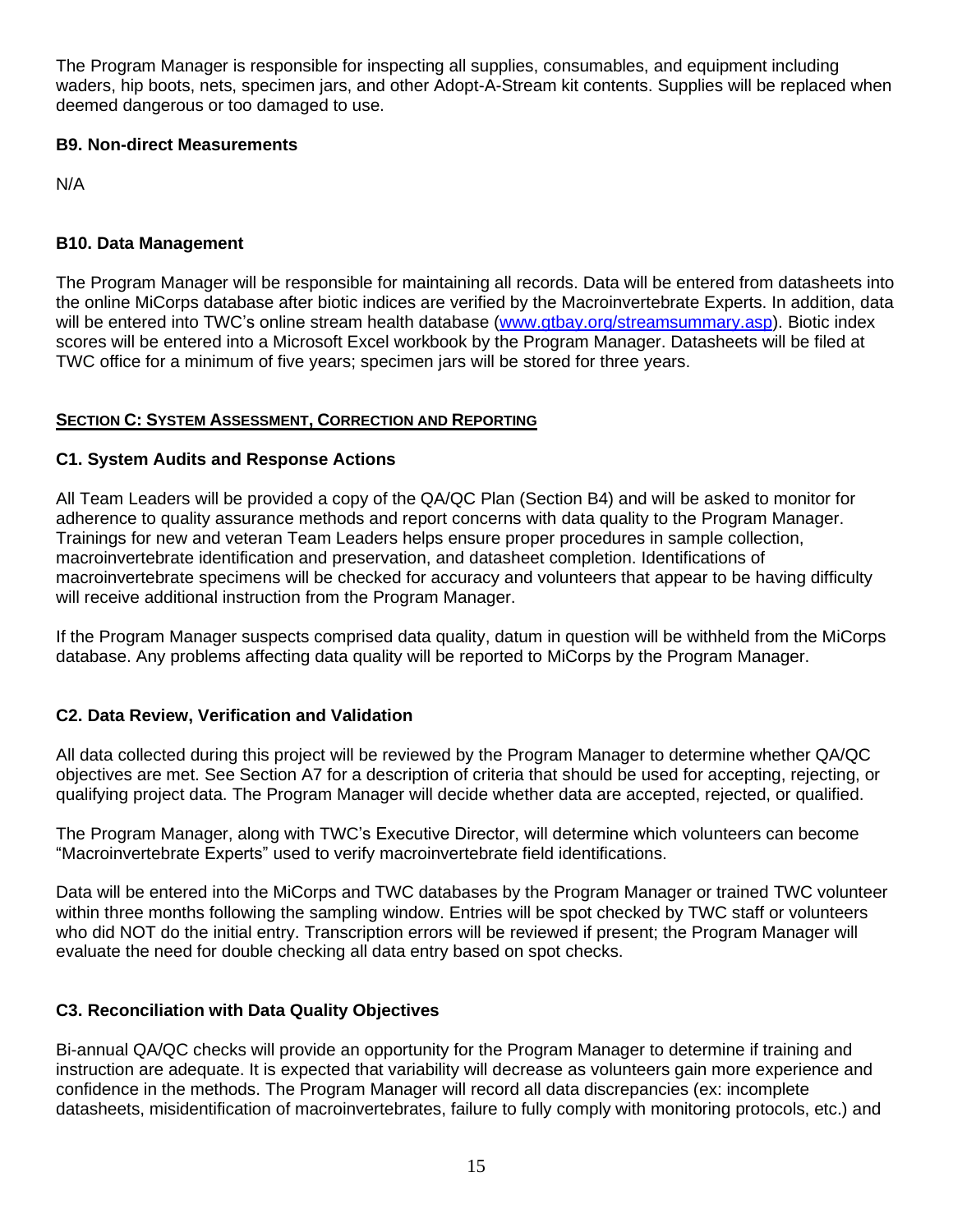The Program Manager is responsible for inspecting all supplies, consumables, and equipment including waders, hip boots, nets, specimen jars, and other Adopt-A-Stream kit contents. Supplies will be replaced when deemed dangerous or too damaged to use.

### B9. Non-direct Measurements

N/A

### B10. Data Management

The Program Manager will be responsible for maintaining all records. Data will be entered from datasheets into the online MiCorps database after biotic indices are verified by the Macroinvertebrate Experts. In addition, data will be entered into TWC's online stream health database ([www.gtbay.org/streamsummary.asp](www.gtbay.org/streamsummary.asp)). Biotic index scores will be entered into a Microsoft Excel workbook by the Program Manager. Datasheets will be filed at TWC office for a minimum of five years; specimen jars will be stored for three years.

## SECTION C: SYSTEM ASSESSMENT, CORRECTION AND REPORTING

### C1. System Audits and Response Actions

All Team Leaders will be provided a copy of the QA/QC Plan (Section B4) and will be asked to monitor for adherence to quality assurance methods and report concerns with data quality to the Program Manager. Trainings for new and veteran Team Leaders helps ensure proper procedures in sample collection, macroinvertebrate identification and preservation, and datasheet completion. Identifications of macroinvertebrate specimens will be checked for accuracy and volunteers that appear to be having difficulty will receive additional instruction from the Program Manager.

If the Program Manager suspects comprised data quality, datum in question will be withheld from the MiCorps database. Any problems affecting data quality will be reported to MiCorps by the Program Manager.

### C2. Data Review, Verification and Validation

All data collected during this project will be reviewed by the Program Manager to determine whether QA/QC objectives are met. See Section A7 for a description of criteria that should be used for accepting, rejecting, or qualifying project data. The Program Manager will decide whether data are accepted, rejected, or qualified.

The Program Manager, along with TWC's Executive Director, will determine which volunteers can become "Macroinvertebrate Experts" used to verify macroinvertebrate field identifications.

Data will be entered into the MiCorps and TWC databases by the Program Manager or trained TWC volunteer within three months following the sampling window. Entries will be spot checked by TWC staff or volunteers who did NOT do the initial entry. Transcription errors will be reviewed if present; the Program Manager will evaluate the need for double checking all data entry based on spot checks.

### C3. Reconciliation with Data Quality Objectives

Bi-annual QA/QC checks will provide an opportunity for the Program Manager to determine if training and instruction are adequate. It is expected that variability will decrease as volunteers gain more experience and confidence in the methods. The Program Manager will record all data discrepancies (ex: incomplete datasheets, misidentification of macroinvertebrates, failure to fully comply with monitoring protocols, etc.) and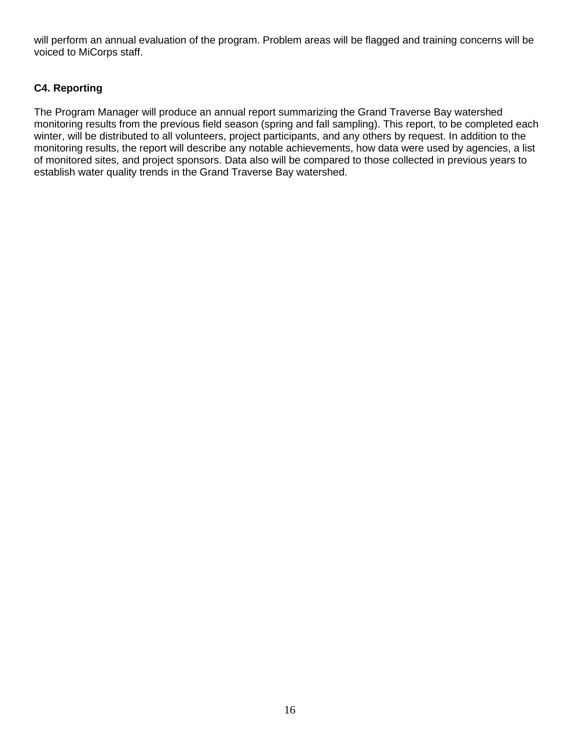will perform an annual evaluation of the program. Problem areas will be flagged and training concerns will be voiced to MiCorps staff.

### C4. Reporting

The Program Manager will produce an annual report summarizing the Grand Traverse Bay watershed monitoring results from the previous field season (spring and fall sampling). This report, to be completed each winter, will be distributed to all volunteers, project participants, and any others by request. In addition to the monitoring results, the report will describe any notable achievements, how data were used by agencies, a list of monitored sites, and project sponsors. Data also will be compared to those collected in previous years to establish water quality trends in the Grand Traverse Bay watershed.